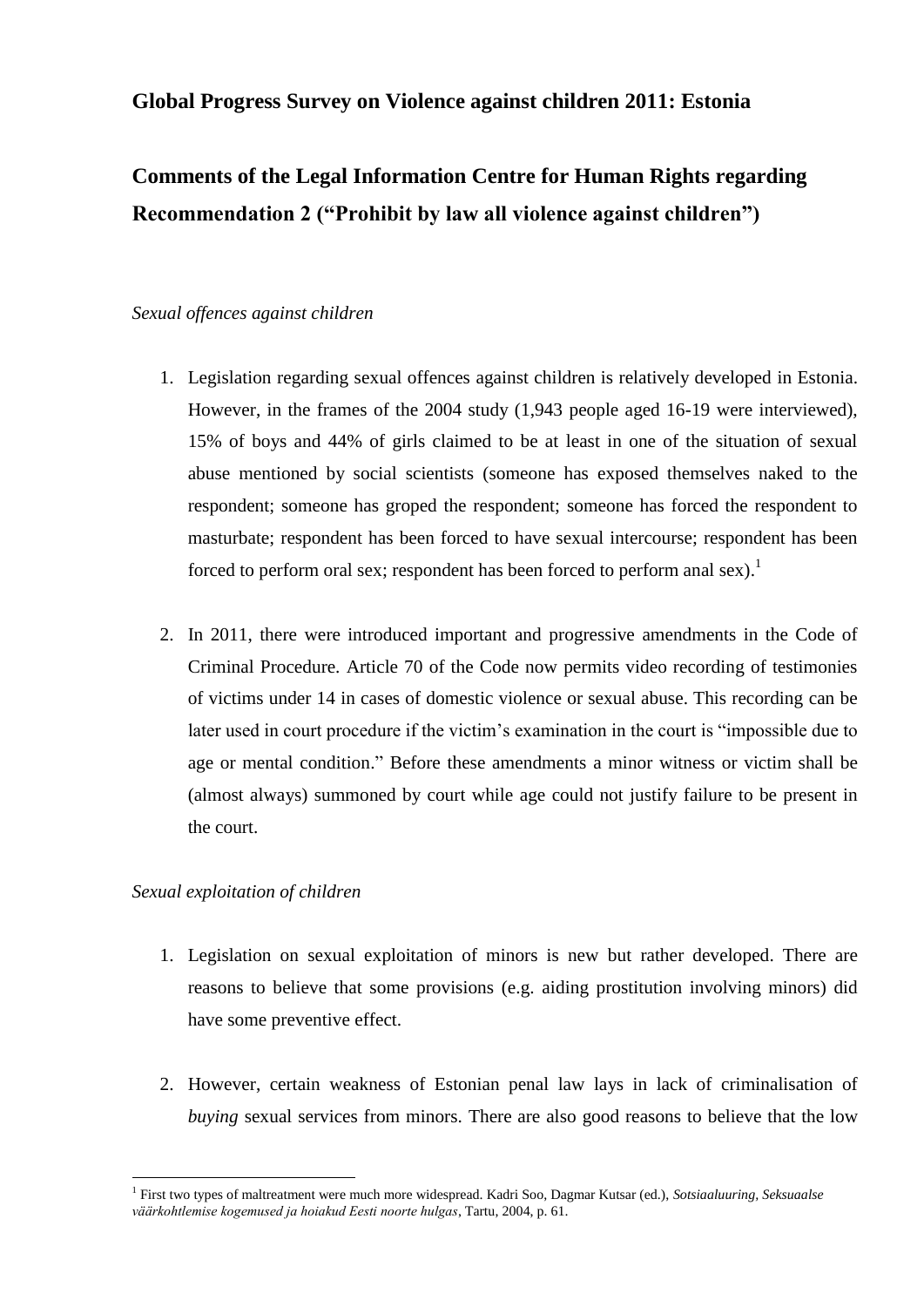## Global Progress Survey on Violence against children 2011: Estonia

## Comments of the Legal Information Centre for Human Rights regarding Recommendation 2 ("Prohibit by law all violence against children")

*Sexual offences against children*

1. Legislation regarding sexual offences against children is relatively developed in Estonia. However, in the frames of the 2004 study (1,943 people aged 16-19 were interviewed), 15% of boys and 44% of girls claimed to be at least in one of the situation of sexual abuse mentioned by social scientists (someone has exposed themselves naked to the respondent; someone has groped the respondent; someone has forced the respondent to masturbate; respondent has been forced to have sexual intercourse; respondent has been forced to perform oral sex; respondent has been forced to perform anal sex).[1]

2. In 2011, there were introduced important and progressive amendments in the Code of Criminal Procedure. Article 70 of the Code now permits video recording of testimonies of victims under 14 in cases of domestic violence or sexual abuse. This recording can be later used in court procedure if the victim's examination in the court is "impossible due to age or mental condition." Before these amendments a minor witness or victim shall be (almost always) summoned by court while age could not justify failure to be present in the court.

*Sexual exploitation of children*

1. Legislation on sexual exploitation of minors is new but rather developed. There are reasons to believe that some provisions (e.g. aiding prostitution involving minors) did have some preventive effect.

2. However, certain weakness of Estonian penal law lays in lack of criminalisation of *buying* sexual services from minors. There are also good reasons to believe that the low

[1] First two types of maltreatment were much more widespread. Kadri Soo, Dagmar Kutsar (ed.), *Sotsiaaluuring, Seksuaalse väärkohtlemise kogemused ja hoiakud Eesti noorte hulgas*, Tartu, 2004, p. 61.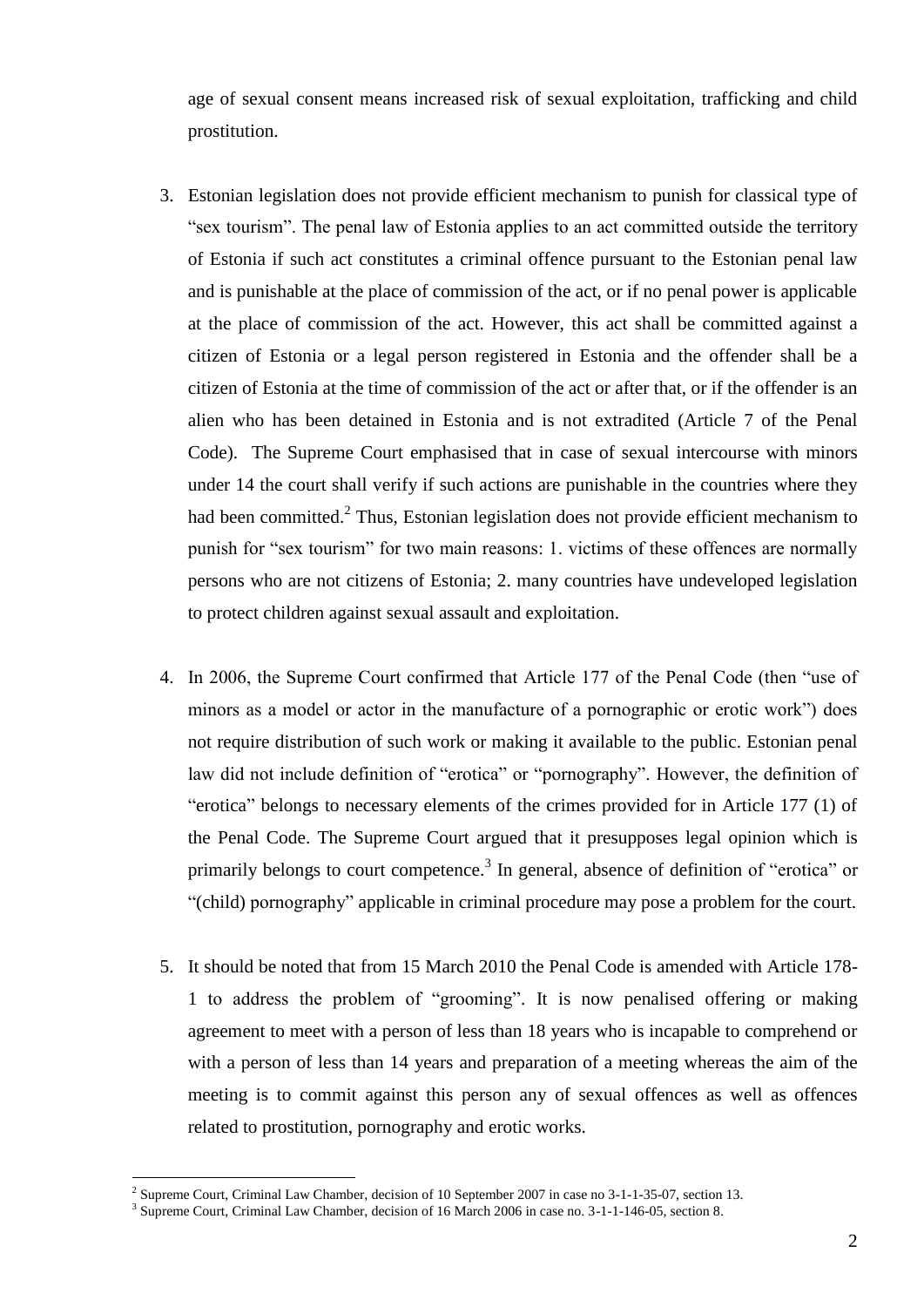age of sexual consent means increased risk of sexual exploitation, trafficking and child prostitution.

3. Estonian legislation does not provide efficient mechanism to punish for classical type of "sex tourism". The penal law of Estonia applies to an act committed outside the territory of Estonia if such act constitutes a criminal offence pursuant to the Estonian penal law and is punishable at the place of commission of the act, or if no penal power is applicable at the place of commission of the act. However, this act shall be committed against a citizen of Estonia or a legal person registered in Estonia and the offender shall be a citizen of Estonia at the time of commission of the act or after that, or if the offender is an alien who has been detained in Estonia and is not extradited (Article 7 of the Penal Code). The Supreme Court emphasised that in case of sexual intercourse with minors under 14 the court shall verify if such actions are punishable in the countries where they had been committed.[2] Thus, Estonian legislation does not provide efficient mechanism to punish for "sex tourism" for two main reasons: 1. victims of these offences are normally persons who are not citizens of Estonia; 2. many countries have undeveloped legislation to protect children against sexual assault and exploitation.

4. In 2006, the Supreme Court confirmed that Article 177 of the Penal Code (then "use of minors as a model or actor in the manufacture of a pornographic or erotic work") does not require distribution of such work or making it available to the public. Estonian penal law did not include definition of "erotica" or "pornography". However, the definition of "erotica" belongs to necessary elements of the crimes provided for in Article 177 (1) of the Penal Code. The Supreme Court argued that it presupposes legal opinion which is primarily belongs to court competence.[3] In general, absence of definition of "erotica" or "(child) pornography" applicable in criminal procedure may pose a problem for the court.

5. It should be noted that from 15 March 2010 the Penal Code is amended with Article 178-1 to address the problem of "grooming". It is now penalised offering or making agreement to meet with a person of less than 18 years who is incapable to comprehend or with a person of less than 14 years and preparation of a meeting whereas the aim of the meeting is to commit against this person any of sexual offences as well as offences related to prostitution, pornography and erotic works.

[2] Supreme Court, Criminal Law Chamber, decision of 10 September 2007 in case no 3-1-1-35-07, section 13.

[3] Supreme Court, Criminal Law Chamber, decision of 16 March 2006 in case no. 3-1-1-146-05, section 8.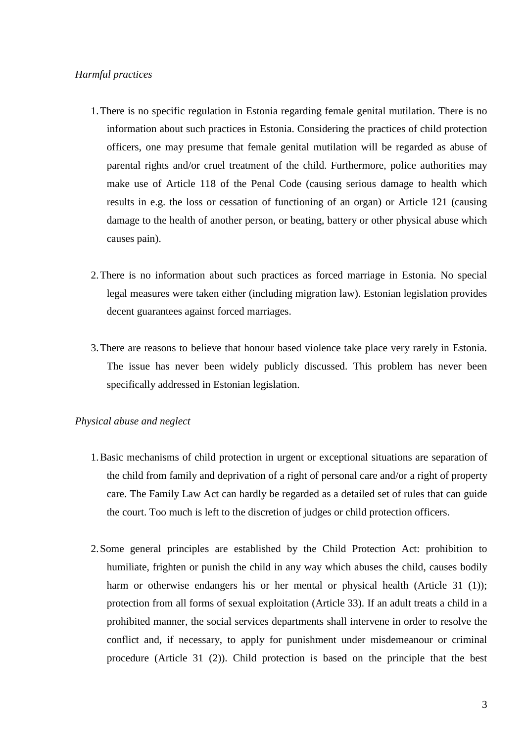*Harmful practices*

1. There is no specific regulation in Estonia regarding female genital mutilation. There is no information about such practices in Estonia. Considering the practices of child protection officers, one may presume that female genital mutilation will be regarded as abuse of parental rights and/or cruel treatment of the child. Furthermore, police authorities may make use of Article 118 of the Penal Code (causing serious damage to health which results in e.g. the loss or cessation of functioning of an organ) or Article 121 (causing damage to the health of another person, or beating, battery or other physical abuse which causes pain).

2. There is no information about such practices as forced marriage in Estonia. No special legal measures were taken either (including migration law). Estonian legislation provides decent guarantees against forced marriages.

3. There are reasons to believe that honour based violence take place very rarely in Estonia. The issue has never been widely publicly discussed. This problem has never been specifically addressed in Estonian legislation.

*Physical abuse and neglect*

1. Basic mechanisms of child protection in urgent or exceptional situations are separation of the child from family and deprivation of a right of personal care and/or a right of property care. The Family Law Act can hardly be regarded as a detailed set of rules that can guide the court. Too much is left to the discretion of judges or child protection officers.

2. Some general principles are established by the Child Protection Act: prohibition to humiliate, frighten or punish the child in any way which abuses the child, causes bodily harm or otherwise endangers his or her mental or physical health (Article 31 (1)); protection from all forms of sexual exploitation (Article 33). If an adult treats a child in a prohibited manner, the social services departments shall intervene in order to resolve the conflict and, if necessary, to apply for punishment under misdemeanour or criminal procedure (Article 31 (2)). Child protection is based on the principle that the best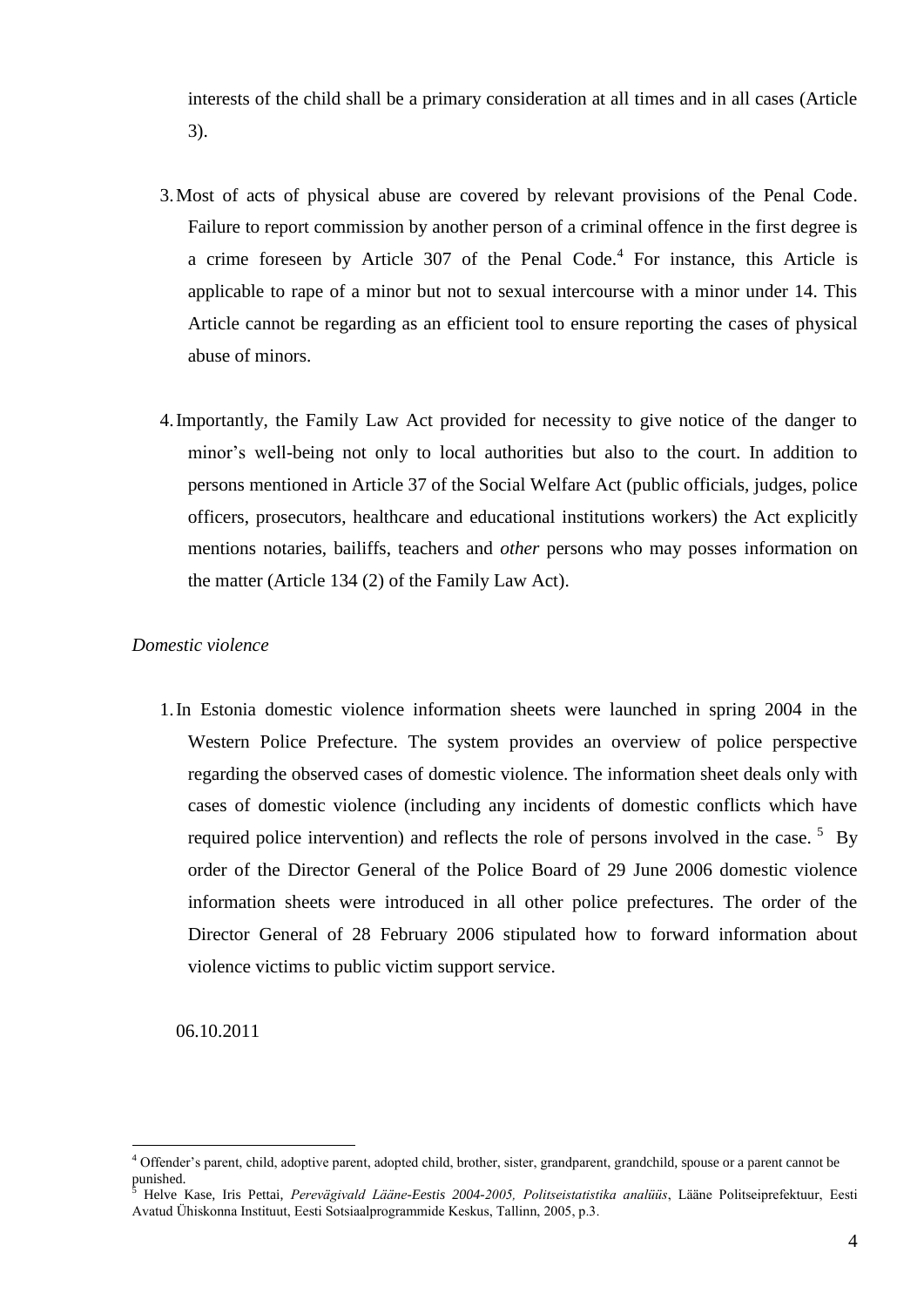interests of the child shall be a primary consideration at all times and in all cases (Article 3).

3. Most of acts of physical abuse are covered by relevant provisions of the Penal Code. Failure to report commission by another person of a criminal offence in the first degree is a crime foreseen by Article 307 of the Penal Code.[4] For instance, this Article is applicable to rape of a minor but not to sexual intercourse with a minor under 14. This Article cannot be regarding as an efficient tool to ensure reporting the cases of physical abuse of minors.

4. Importantly, the Family Law Act provided for necessity to give notice of the danger to minor's well-being not only to local authorities but also to the court. In addition to persons mentioned in Article 37 of the Social Welfare Act (public officials, judges, police officers, prosecutors, healthcare and educational institutions workers) the Act explicitly mentions notaries, bailiffs, teachers and *other* persons who may posses information on the matter (Article 134 (2) of the Family Law Act).

*Domestic violence*

1. In Estonia domestic violence information sheets were launched in spring 2004 in the Western Police Prefecture. The system provides an overview of police perspective regarding the observed cases of domestic violence. The information sheet deals only with cases of domestic violence (including any incidents of domestic conflicts which have required police intervention) and reflects the role of persons involved in the case.[5] By order of the Director General of the Police Board of 29 June 2006 domestic violence information sheets were introduced in all other police prefectures. The order of the Director General of 28 February 2006 stipulated how to forward information about violence victims to public victim support service.

06.10.2011

---

[4] Offender's parent, child, adoptive parent, adopted child, brother, sister, grandparent, grandchild, spouse or a parent cannot be punished.

[5] Helve Kase, Iris Pettai, *Perevägivald Lääne-Eestis 2004-2005, Politseistatistika analüüs*, Lääne Politseiprefektuur, Eesti Avatud Ühiskonna Instituut, Eesti Sotsiaalprogrammide Keskus, Tallinn, 2005, p.3.